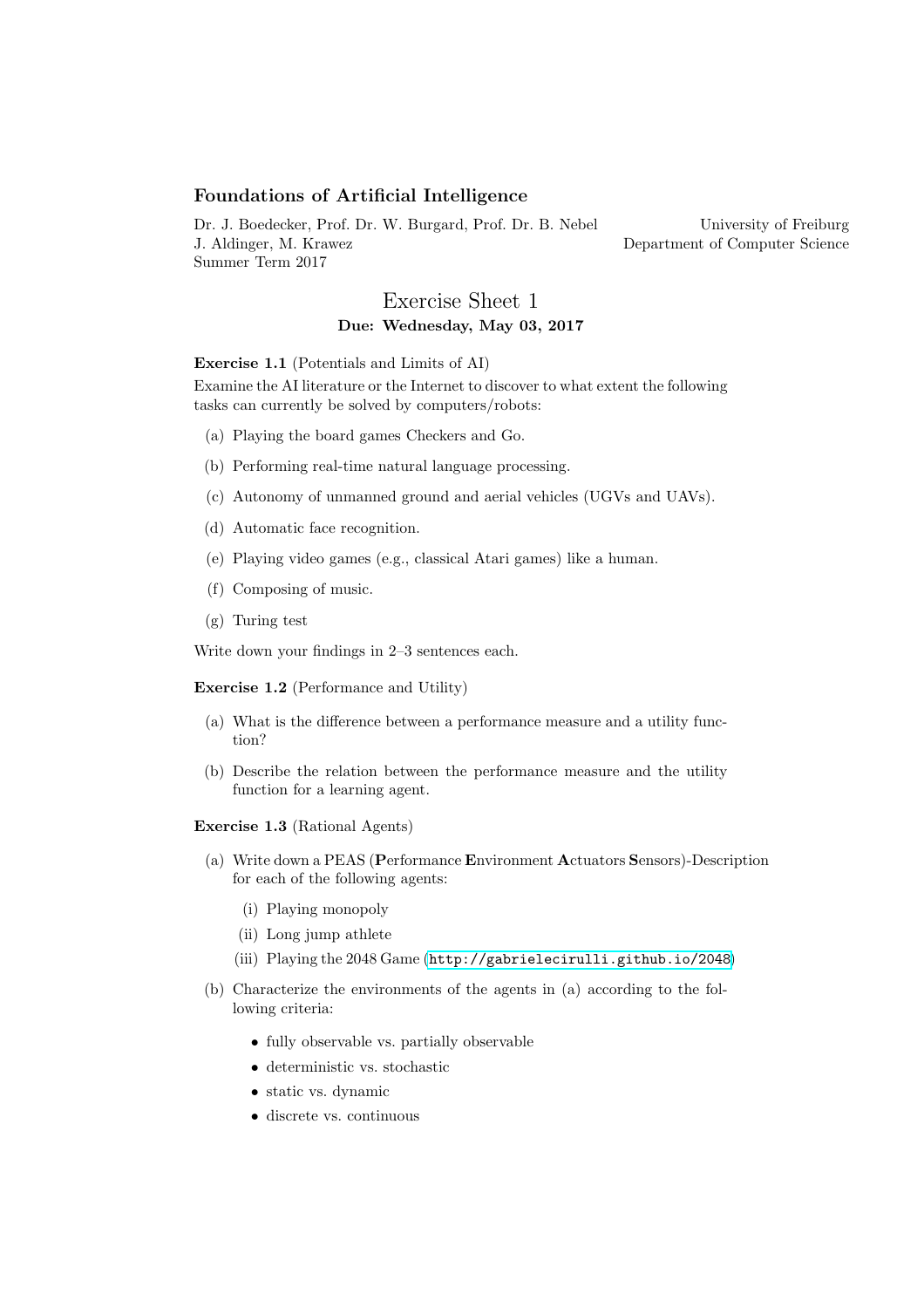## Foundations of Artificial Intelligence

Dr. J. Boedecker, Prof. Dr. W. Burgard, Prof. Dr. B. Nebel
J. Aldinger, M. Krawez
Summer Term 2017

University of Freiburg
Department of Computer Science

# Exercise Sheet 1

**Due: Wednesday, May 03, 2017**

**Exercise 1.1** (Potentials and Limits of AI)

Examine the AI literature or the Internet to discover to what extent the following tasks can currently be solved by computers/robots:

(a) Playing the board games Checkers and Go.

(b) Performing real-time natural language processing.

(c) Autonomy of unmanned ground and aerial vehicles (UGVs and UAVs).

(d) Automatic face recognition.

(e) Playing video games (e.g., classical Atari games) like a human.

(f) Composing of music.

(g) Turing test

Write down your findings in 2–3 sentences each.

**Exercise 1.2** (Performance and Utility)

(a) What is the difference between a performance measure and a utility function?

(b) Describe the relation between the performance measure and the utility function for a learning agent.

**Exercise 1.3** (Rational Agents)

(a) Write down a PEAS (**P**erformance **E**nvironment **A**ctuators **S**ensors)-Description for each of the following agents:

   (i) Playing monopoly

   (ii) Long jump athlete

   (iii) Playing the 2048 Game (`http://gabrielecirulli.github.io/2048`)

(b) Characterize the environments of the agents in (a) according to the following criteria:

   - fully observable vs. partially observable
   - deterministic vs. stochastic
   - static vs. dynamic
   - discrete vs. continuous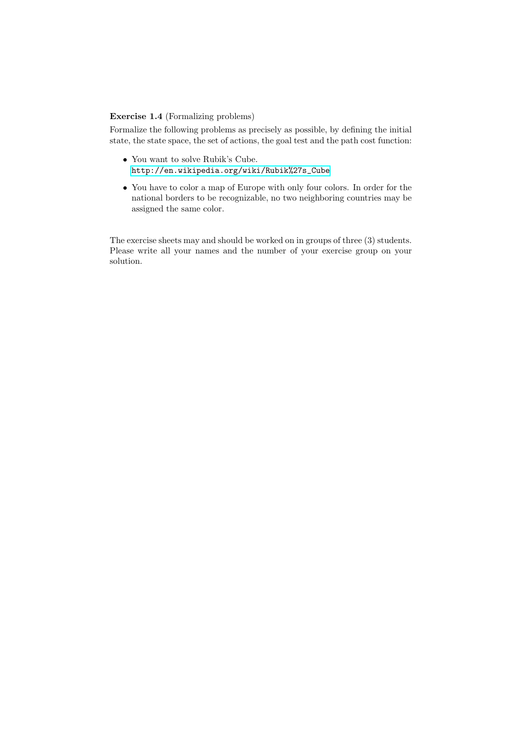**Exercise 1.4** (Formalizing problems)

Formalize the following problems as precisely as possible, by defining the initial state, the state space, the set of actions, the goal test and the path cost function:

- You want to solve Rubik's Cube.
  `http://en.wikipedia.org/wiki/Rubik%27s_Cube`
- You have to color a map of Europe with only four colors. In order for the national borders to be recognizable, no two neighboring countries may be assigned the same color.

The exercise sheets may and should be worked on in groups of three (3) students. Please write all your names and the number of your exercise group on your solution.